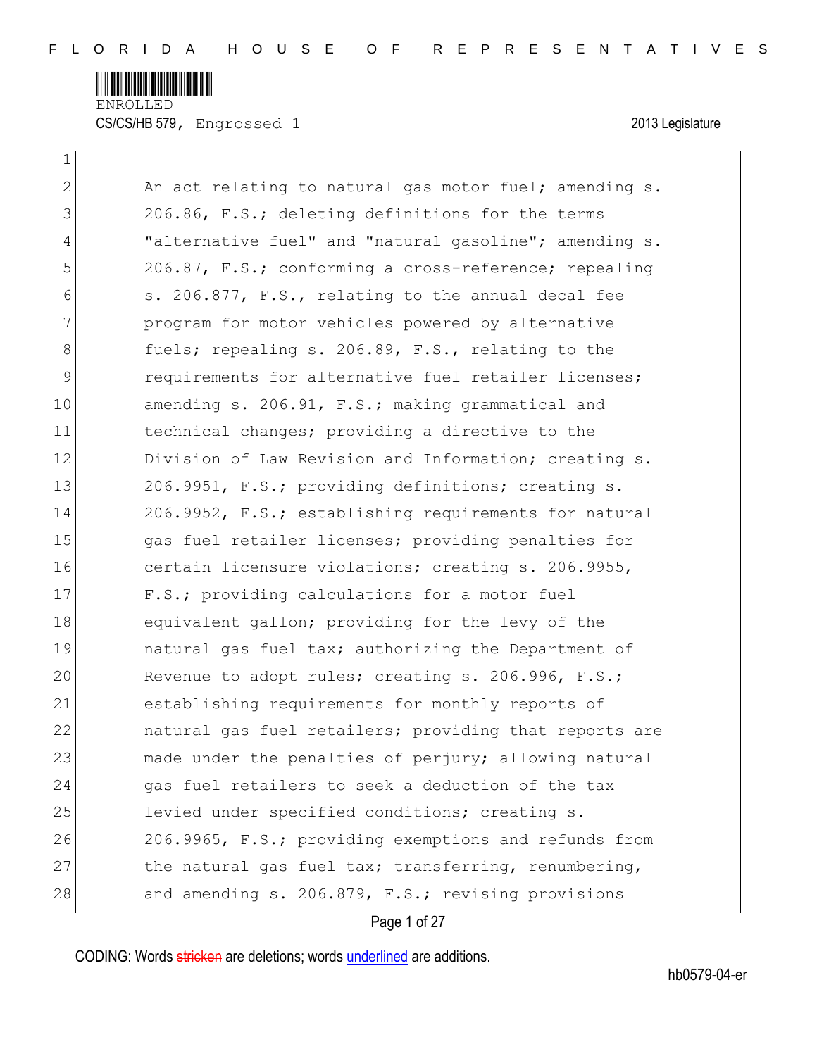ENROLLED

CS/CS/HB 579, Engrossed 1 — 2013 Legislature

An act relating to natural gas motor fuel; amending s. 206.86, F.S.; deleting definitions for the terms "alternative fuel" and "natural gasoline"; amending s. 206.87, F.S.; conforming a cross-reference; repealing s. 206.877, F.S., relating to the annual decal fee program for motor vehicles powered by alternative fuels; repealing s. 206.89, F.S., relating to the requirements for alternative fuel retailer licenses; amending s. 206.91, F.S.; making grammatical and technical changes; providing a directive to the Division of Law Revision and Information; creating s. 206.9951, F.S.; providing definitions; creating s. 206.9952, F.S.; establishing requirements for natural gas fuel retailer licenses; providing penalties for certain licensure violations; creating s. 206.9955, F.S.; providing calculations for a motor fuel equivalent gallon; providing for the levy of the natural gas fuel tax; authorizing the Department of Revenue to adopt rules; creating s. 206.996, F.S.; establishing requirements for monthly reports of natural gas fuel retailers; providing that reports are made under the penalties of perjury; allowing natural gas fuel retailers to seek a deduction of the tax levied under specified conditions; creating s. 206.9965, F.S.; providing exemptions and refunds from the natural gas fuel tax; transferring, renumbering, and amending s. 206.879, F.S.; revising provisions

CODING: Words stricken are deletions; words underlined are additions.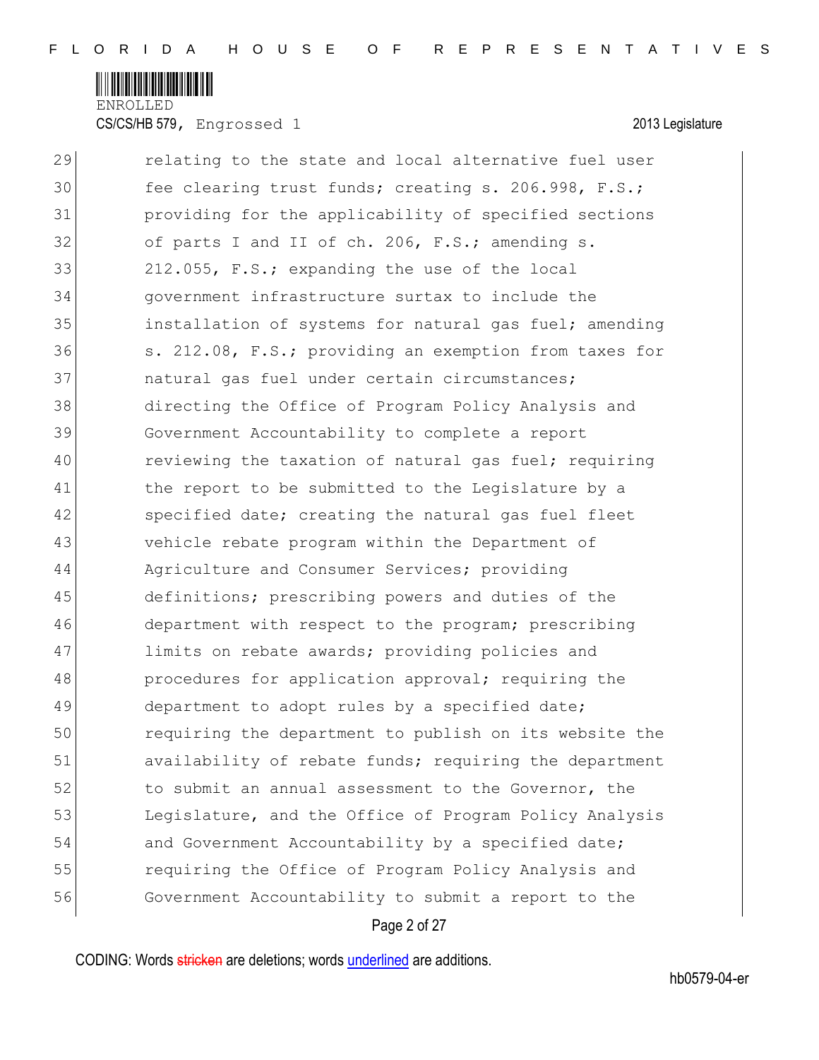relating to the state and local alternative fuel user fee clearing trust funds; creating s. 206.998, F.S.; providing for the applicability of specified sections of parts I and II of ch. 206, F.S.; amending s. 212.055, F.S.; expanding the use of the local government infrastructure surtax to include the installation of systems for natural gas fuel; amending s. 212.08, F.S.; providing an exemption from taxes for natural gas fuel under certain circumstances; directing the Office of Program Policy Analysis and Government Accountability to complete a report reviewing the taxation of natural gas fuel; requiring the report to be submitted to the Legislature by a specified date; creating the natural gas fuel fleet vehicle rebate program within the Department of Agriculture and Consumer Services; providing definitions; prescribing powers and duties of the department with respect to the program; prescribing limits on rebate awards; providing policies and procedures for application approval; requiring the department to adopt rules by a specified date; requiring the department to publish on its website the availability of rebate funds; requiring the department to submit an annual assessment to the Governor, the Legislature, and the Office of Program Policy Analysis and Government Accountability by a specified date; requiring the Office of Program Policy Analysis and Government Accountability to submit a report to the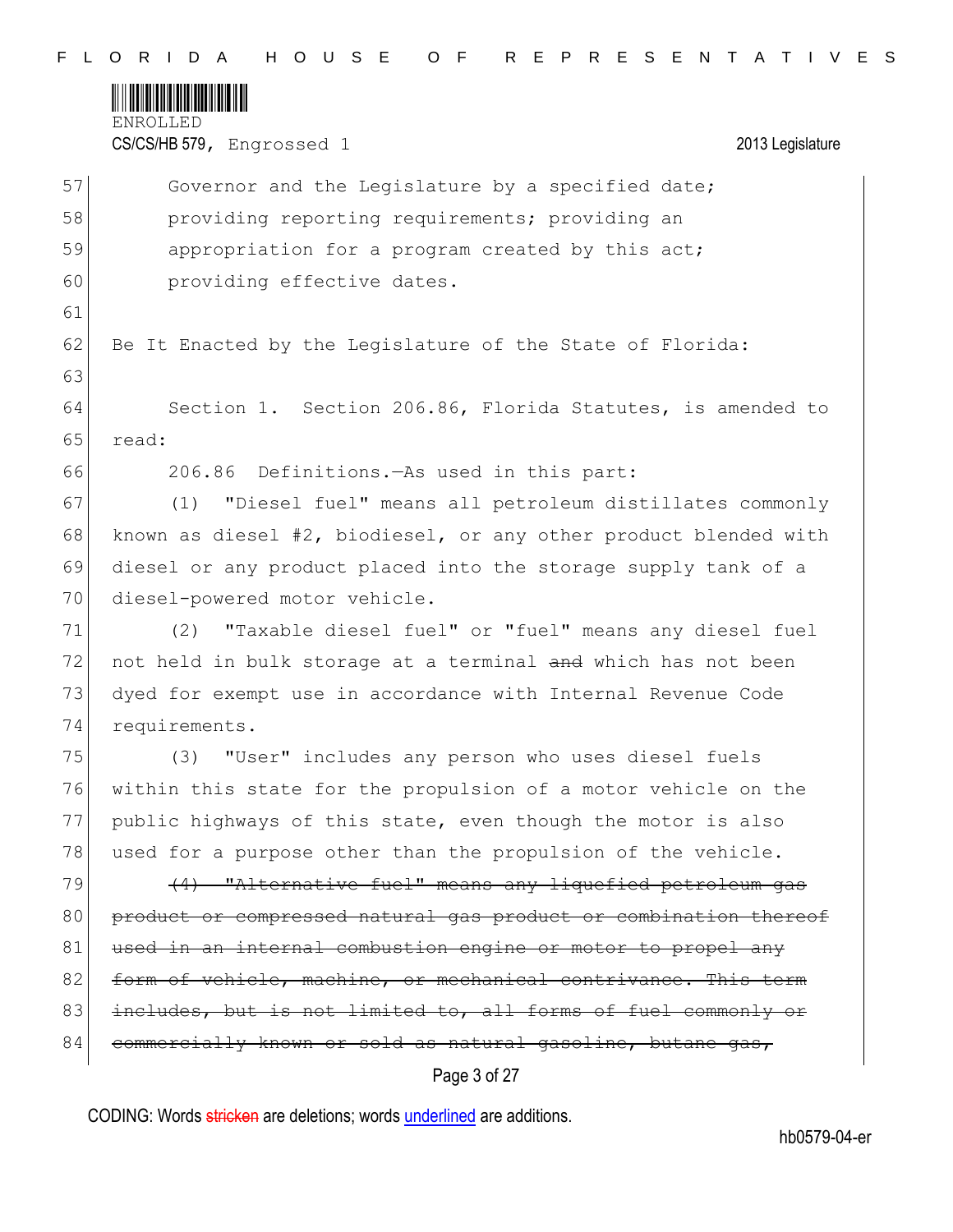Governor and the Legislature by a specified date; providing reporting requirements; providing an appropriation for a program created by this act; providing effective dates.

Be It Enacted by the Legislature of the State of Florida:

Section 1. Section 206.86, Florida Statutes, is amended to read:

206.86 Definitions.—As used in this part:

(1) "Diesel fuel" means all petroleum distillates commonly known as diesel #2, biodiesel, or any other product blended with diesel or any product placed into the storage supply tank of a diesel-powered motor vehicle.

(2) "Taxable diesel fuel" or "fuel" means any diesel fuel not held in bulk storage at a terminal ~~and~~ which has not been dyed for exempt use in accordance with Internal Revenue Code requirements.

(3) "User" includes any person who uses diesel fuels within this state for the propulsion of a motor vehicle on the public highways of this state, even though the motor is also used for a purpose other than the propulsion of the vehicle.

~~(4) "Alternative fuel" means any liquefied petroleum gas product or compressed natural gas product or combination thereof used in an internal combustion engine or motor to propel any form of vehicle, machine, or mechanical contrivance. This term includes, but is not limited to, all forms of fuel commonly or commercially known or sold as natural gasoline, butane gas,~~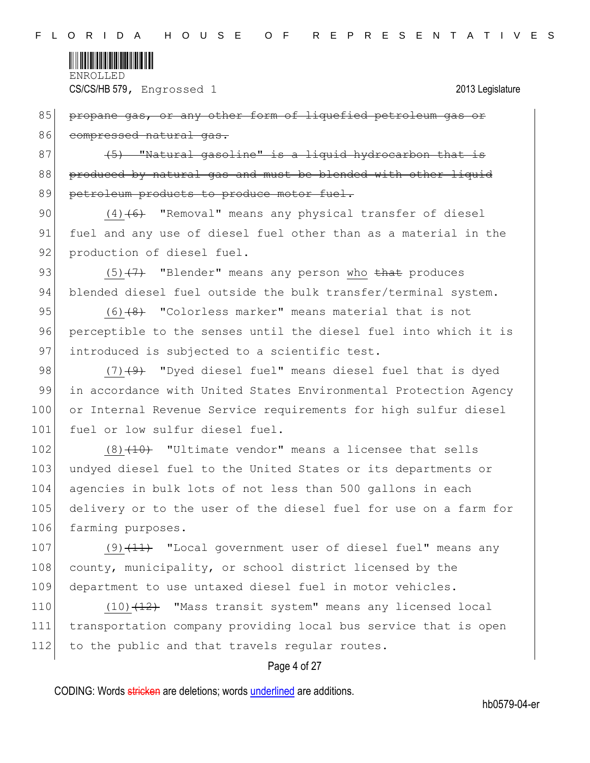85 ~~propane gas, or any other form of liquefied petroleum gas or~~
86 ~~compressed natural gas.~~

87 ~~(5) "Natural gasoline" is a liquid hydrocarbon that is~~
88 ~~produced by natural gas and must be blended with other liquid~~
89 ~~petroleum products to produce motor fuel.~~

90 <u>(4)</u>~~(6)~~ "Removal" means any physical transfer of diesel
91 fuel and any use of diesel fuel other than as a material in the
92 production of diesel fuel.

93 <u>(5)</u>~~(7)~~ "Blender" means any person <u>who</u> ~~that~~ produces
94 blended diesel fuel outside the bulk transfer/terminal system.

95 <u>(6)</u>~~(8)~~ "Colorless marker" means material that is not
96 perceptible to the senses until the diesel fuel into which it is
97 introduced is subjected to a scientific test.

98 <u>(7)</u>~~(9)~~ "Dyed diesel fuel" means diesel fuel that is dyed
99 in accordance with United States Environmental Protection Agency
100 or Internal Revenue Service requirements for high sulfur diesel
101 fuel or low sulfur diesel fuel.

102 <u>(8)</u>~~(10)~~ "Ultimate vendor" means a licensee that sells
103 undyed diesel fuel to the United States or its departments or
104 agencies in bulk lots of not less than 500 gallons in each
105 delivery or to the user of the diesel fuel for use on a farm for
106 farming purposes.

107 <u>(9)</u>~~(11)~~ "Local government user of diesel fuel" means any
108 county, municipality, or school district licensed by the
109 department to use untaxed diesel fuel in motor vehicles.

110 <u>(10)</u>~~(12)~~ "Mass transit system" means any licensed local
111 transportation company providing local bus service that is open
112 to the public and that travels regular routes.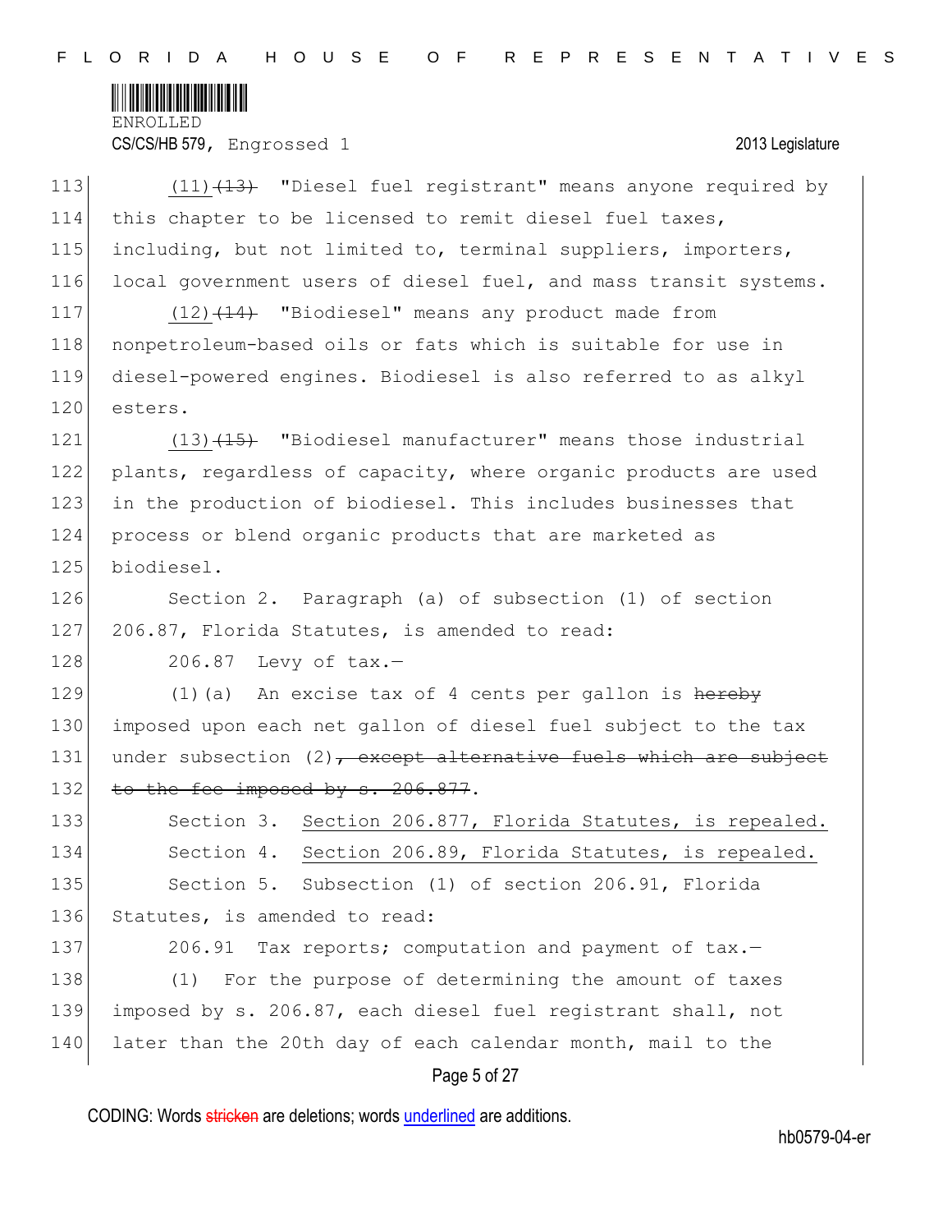(11) ~~(13)~~ "Diesel fuel registrant" means anyone required by this chapter to be licensed to remit diesel fuel taxes, including, but not limited to, terminal suppliers, importers, local government users of diesel fuel, and mass transit systems.

(12) ~~(14)~~ "Biodiesel" means any product made from nonpetroleum-based oils or fats which is suitable for use in diesel-powered engines. Biodiesel is also referred to as alkyl esters.

(13) ~~(15)~~ "Biodiesel manufacturer" means those industrial plants, regardless of capacity, where organic products are used in the production of biodiesel. This includes businesses that process or blend organic products that are marketed as biodiesel.

Section 2. Paragraph (a) of subsection (1) of section 206.87, Florida Statutes, is amended to read:

206.87 Levy of tax.—

(1)(a) An excise tax of 4 cents per gallon is ~~hereby~~ imposed upon each net gallon of diesel fuel subject to the tax under subsection (2)~~, except alternative fuels which are subject to the fee imposed by s. 206.877~~.

Section 3. Section 206.877, Florida Statutes, is repealed.

Section 4. Section 206.89, Florida Statutes, is repealed.

Section 5. Subsection (1) of section 206.91, Florida Statutes, is amended to read:

206.91 Tax reports; computation and payment of tax.—

(1) For the purpose of determining the amount of taxes imposed by s. 206.87, each diesel fuel registrant shall, not later than the 20th day of each calendar month, mail to the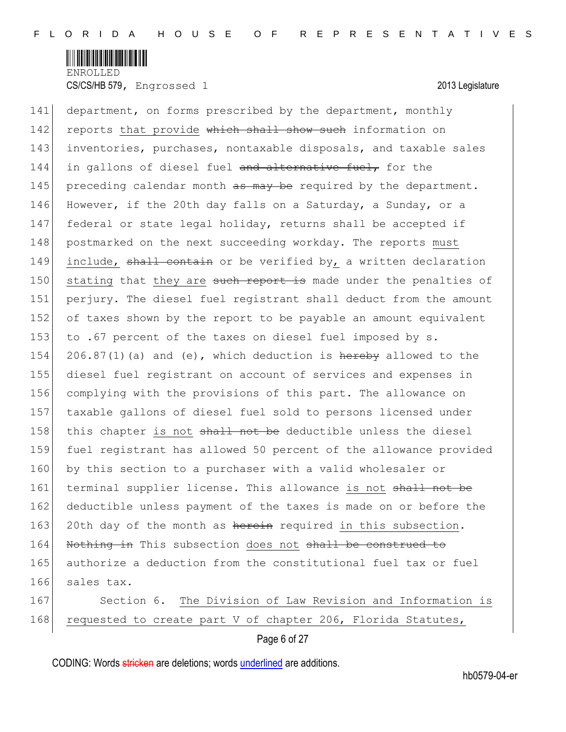department, on forms prescribed by the department, monthly reports ~~which shall show such~~ that provide information on inventories, purchases, nontaxable disposals, and taxable sales in gallons of diesel fuel ~~and alternative fuel,~~ for the preceding calendar month ~~as may be~~ required by the department. However, if the 20th day falls on a Saturday, a Sunday, or a federal or state legal holiday, returns shall be accepted if postmarked on the next succeeding workday. The reports ~~shall contain~~ must include, or be verified by, a written declaration stating that ~~such report is~~ they are made under the penalties of perjury. The diesel fuel registrant shall deduct from the amount of taxes shown by the report to be payable an amount equivalent to .67 percent of the taxes on diesel fuel imposed by s. 206.87(1)(a) and (e), which deduction is ~~hereby~~ allowed to the diesel fuel registrant on account of services and expenses in complying with the provisions of this part. The allowance on taxable gallons of diesel fuel sold to persons licensed under this chapter ~~shall not be~~ is not deductible unless the diesel fuel registrant has allowed 50 percent of the allowance provided by this section to a purchaser with a valid wholesaler or terminal supplier license. This allowance ~~shall not be~~ is not deductible unless payment of the taxes is made on or before the 20th day of the month as ~~herein~~ required in this subsection. ~~Nothing in~~ This subsection ~~shall be construed to~~ does not authorize a deduction from the constitutional fuel tax or fuel sales tax.

Section 6. The Division of Law Revision and Information is requested to create part V of chapter 206, Florida Statutes,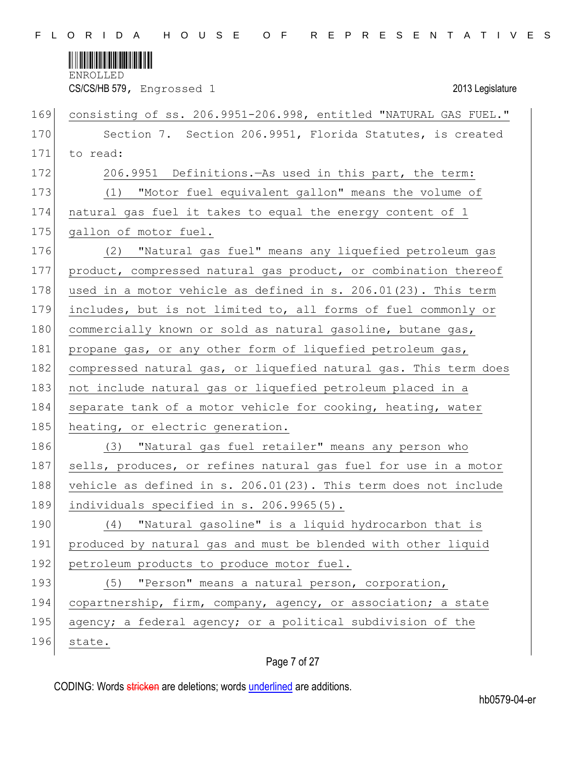consisting of ss. 206.9951-206.998, entitled "NATURAL GAS FUEL."

Section 7. Section 206.9951, Florida Statutes, is created to read:

206.9951 Definitions.—As used in this part, the term:

(1) "Motor fuel equivalent gallon" means the volume of natural gas fuel it takes to equal the energy content of 1 gallon of motor fuel.

(2) "Natural gas fuel" means any liquefied petroleum gas product, compressed natural gas product, or combination thereof used in a motor vehicle as defined in s. 206.01(23). This term includes, but is not limited to, all forms of fuel commonly or commercially known or sold as natural gasoline, butane gas, propane gas, or any other form of liquefied petroleum gas, compressed natural gas, or liquefied natural gas. This term does not include natural gas or liquefied petroleum placed in a separate tank of a motor vehicle for cooking, heating, water heating, or electric generation.

(3) "Natural gas fuel retailer" means any person who sells, produces, or refines natural gas fuel for use in a motor vehicle as defined in s. 206.01(23). This term does not include individuals specified in s. 206.9965(5).

(4) "Natural gasoline" is a liquid hydrocarbon that is produced by natural gas and must be blended with other liquid petroleum products to produce motor fuel.

(5) "Person" means a natural person, corporation, copartnership, firm, company, agency, or association; a state agency; a federal agency; or a political subdivision of the state.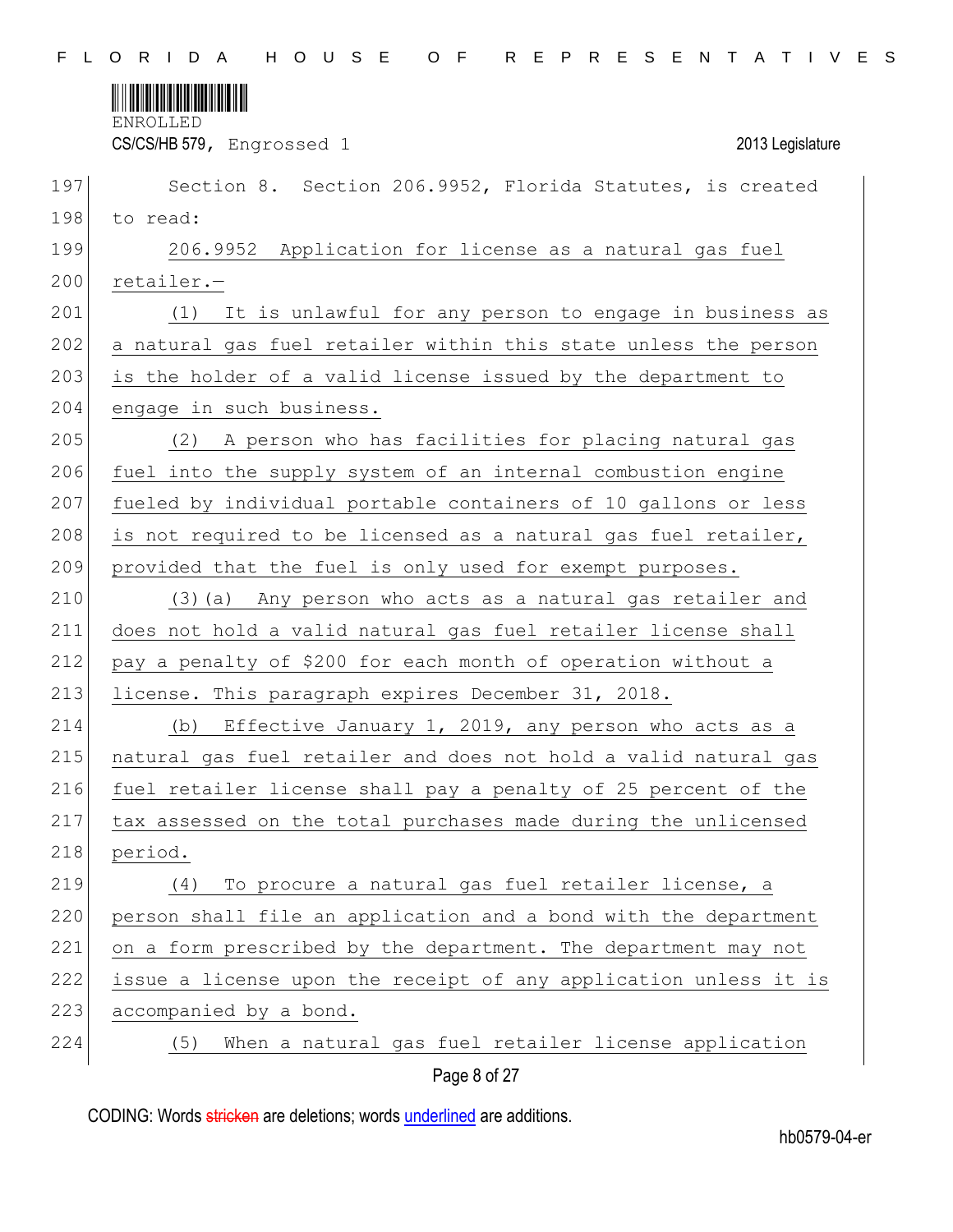Section 8. Section 206.9952, Florida Statutes, is created to read:

206.9952 Application for license as a natural gas fuel retailer.—

(1) It is unlawful for any person to engage in business as a natural gas fuel retailer within this state unless the person is the holder of a valid license issued by the department to engage in such business.

(2) A person who has facilities for placing natural gas fuel into the supply system of an internal combustion engine fueled by individual portable containers of 10 gallons or less is not required to be licensed as a natural gas fuel retailer, provided that the fuel is only used for exempt purposes.

(3)(a) Any person who acts as a natural gas retailer and does not hold a valid natural gas fuel retailer license shall pay a penalty of $200 for each month of operation without a license. This paragraph expires December 31, 2018.

(b) Effective January 1, 2019, any person who acts as a natural gas fuel retailer and does not hold a valid natural gas fuel retailer license shall pay a penalty of 25 percent of the tax assessed on the total purchases made during the unlicensed period.

(4) To procure a natural gas fuel retailer license, a person shall file an application and a bond with the department on a form prescribed by the department. The department may not issue a license upon the receipt of any application unless it is accompanied by a bond.

(5) When a natural gas fuel retailer license application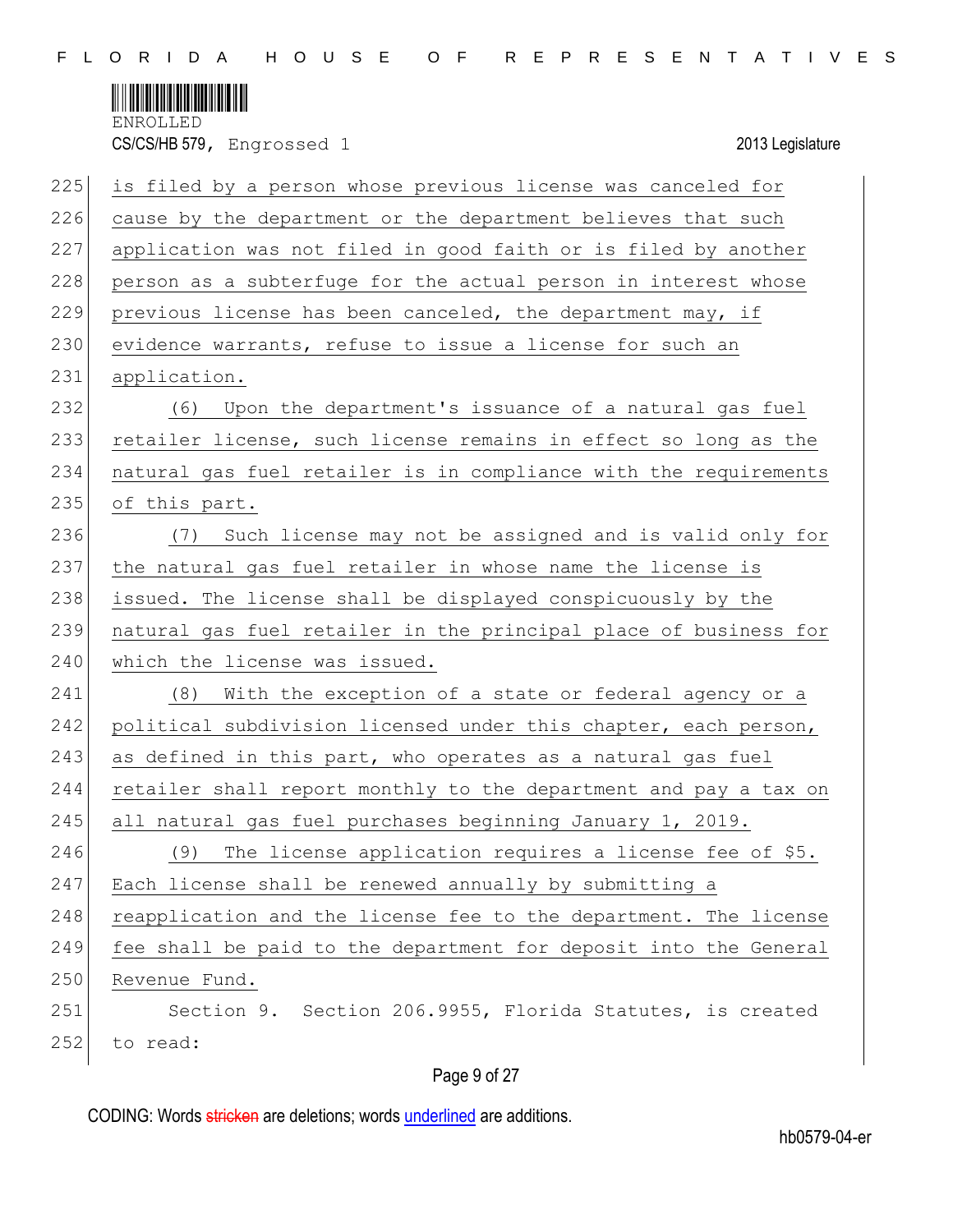is filed by a person whose previous license was canceled for cause by the department or the department believes that such application was not filed in good faith or is filed by another person as a subterfuge for the actual person in interest whose previous license has been canceled, the department may, if evidence warrants, refuse to issue a license for such an application.

(6) Upon the department's issuance of a natural gas fuel retailer license, such license remains in effect so long as the natural gas fuel retailer is in compliance with the requirements of this part.

(7) Such license may not be assigned and is valid only for the natural gas fuel retailer in whose name the license is issued. The license shall be displayed conspicuously by the natural gas fuel retailer in the principal place of business for which the license was issued.

(8) With the exception of a state or federal agency or a political subdivision licensed under this chapter, each person, as defined in this part, who operates as a natural gas fuel retailer shall report monthly to the department and pay a tax on all natural gas fuel purchases beginning January 1, 2019.

(9) The license application requires a license fee of $5. Each license shall be renewed annually by submitting a reapplication and the license fee to the department. The license fee shall be paid to the department for deposit into the General Revenue Fund.

Section 9. Section 206.9955, Florida Statutes, is created to read: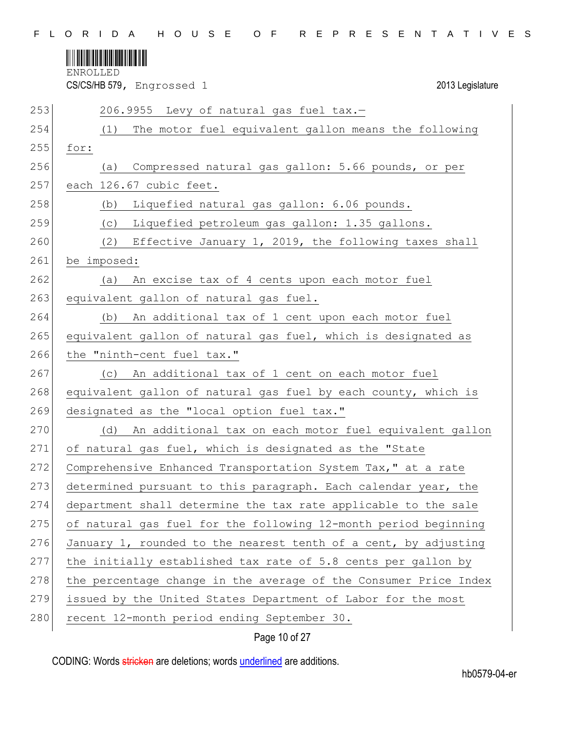206.9955 Levy of natural gas fuel tax.—

(1) The motor fuel equivalent gallon means the following for:

(a) Compressed natural gas gallon: 5.66 pounds, or per each 126.67 cubic feet.

(b) Liquefied natural gas gallon: 6.06 pounds.

(c) Liquefied petroleum gas gallon: 1.35 gallons.

(2) Effective January 1, 2019, the following taxes shall be imposed:

(a) An excise tax of 4 cents upon each motor fuel equivalent gallon of natural gas fuel.

(b) An additional tax of 1 cent upon each motor fuel equivalent gallon of natural gas fuel, which is designated as the "ninth-cent fuel tax."

(c) An additional tax of 1 cent on each motor fuel equivalent gallon of natural gas fuel by each county, which is designated as the "local option fuel tax."

(d) An additional tax on each motor fuel equivalent gallon of natural gas fuel, which is designated as the "State Comprehensive Enhanced Transportation System Tax," at a rate determined pursuant to this paragraph. Each calendar year, the department shall determine the tax rate applicable to the sale of natural gas fuel for the following 12-month period beginning January 1, rounded to the nearest tenth of a cent, by adjusting the initially established tax rate of 5.8 cents per gallon by the percentage change in the average of the Consumer Price Index issued by the United States Department of Labor for the most recent 12-month period ending September 30.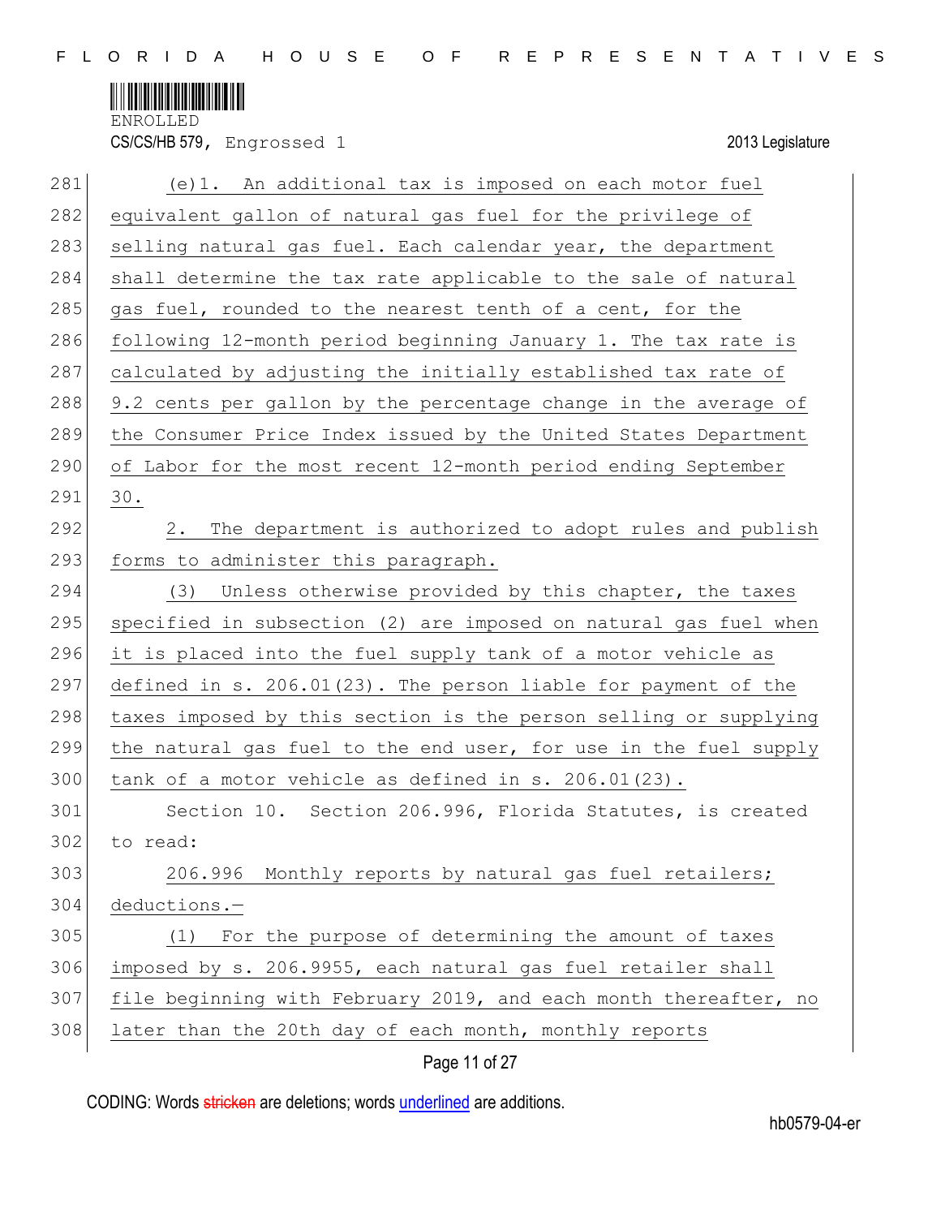(e)1. An additional tax is imposed on each motor fuel equivalent gallon of natural gas fuel for the privilege of selling natural gas fuel. Each calendar year, the department shall determine the tax rate applicable to the sale of natural gas fuel, rounded to the nearest tenth of a cent, for the following 12-month period beginning January 1. The tax rate is calculated by adjusting the initially established tax rate of 9.2 cents per gallon by the percentage change in the average of the Consumer Price Index issued by the United States Department of Labor for the most recent 12-month period ending September 30.

2. The department is authorized to adopt rules and publish forms to administer this paragraph.

(3) Unless otherwise provided by this chapter, the taxes specified in subsection (2) are imposed on natural gas fuel when it is placed into the fuel supply tank of a motor vehicle as defined in s. 206.01(23). The person liable for payment of the taxes imposed by this section is the person selling or supplying the natural gas fuel to the end user, for use in the fuel supply tank of a motor vehicle as defined in s. 206.01(23).

Section 10. Section 206.996, Florida Statutes, is created to read:

206.996 Monthly reports by natural gas fuel retailers; deductions.—

(1) For the purpose of determining the amount of taxes imposed by s. 206.9955, each natural gas fuel retailer shall file beginning with February 2019, and each month thereafter, no later than the 20th day of each month, monthly reports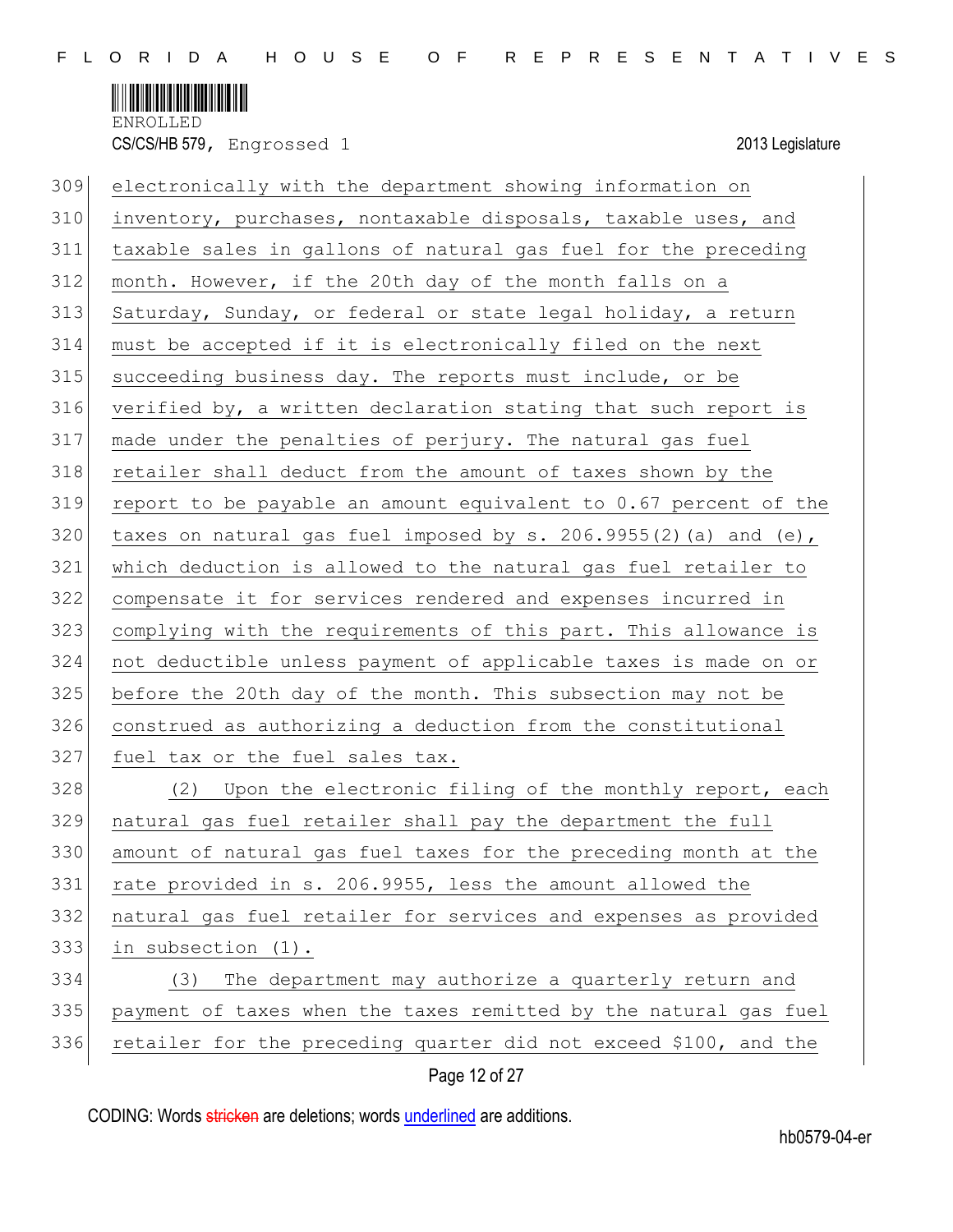electronically with the department showing information on inventory, purchases, nontaxable disposals, taxable uses, and taxable sales in gallons of natural gas fuel for the preceding month. However, if the 20th day of the month falls on a Saturday, Sunday, or federal or state legal holiday, a return must be accepted if it is electronically filed on the next succeeding business day. The reports must include, or be verified by, a written declaration stating that such report is made under the penalties of perjury. The natural gas fuel retailer shall deduct from the amount of taxes shown by the report to be payable an amount equivalent to 0.67 percent of the taxes on natural gas fuel imposed by s. 206.9955(2)(a) and (e), which deduction is allowed to the natural gas fuel retailer to compensate it for services rendered and expenses incurred in complying with the requirements of this part. This allowance is not deductible unless payment of applicable taxes is made on or before the 20th day of the month. This subsection may not be construed as authorizing a deduction from the constitutional fuel tax or the fuel sales tax.

(2) Upon the electronic filing of the monthly report, each natural gas fuel retailer shall pay the department the full amount of natural gas fuel taxes for the preceding month at the rate provided in s. 206.9955, less the amount allowed the natural gas fuel retailer for services and expenses as provided in subsection (1).

(3) The department may authorize a quarterly return and payment of taxes when the taxes remitted by the natural gas fuel retailer for the preceding quarter did not exceed $100, and the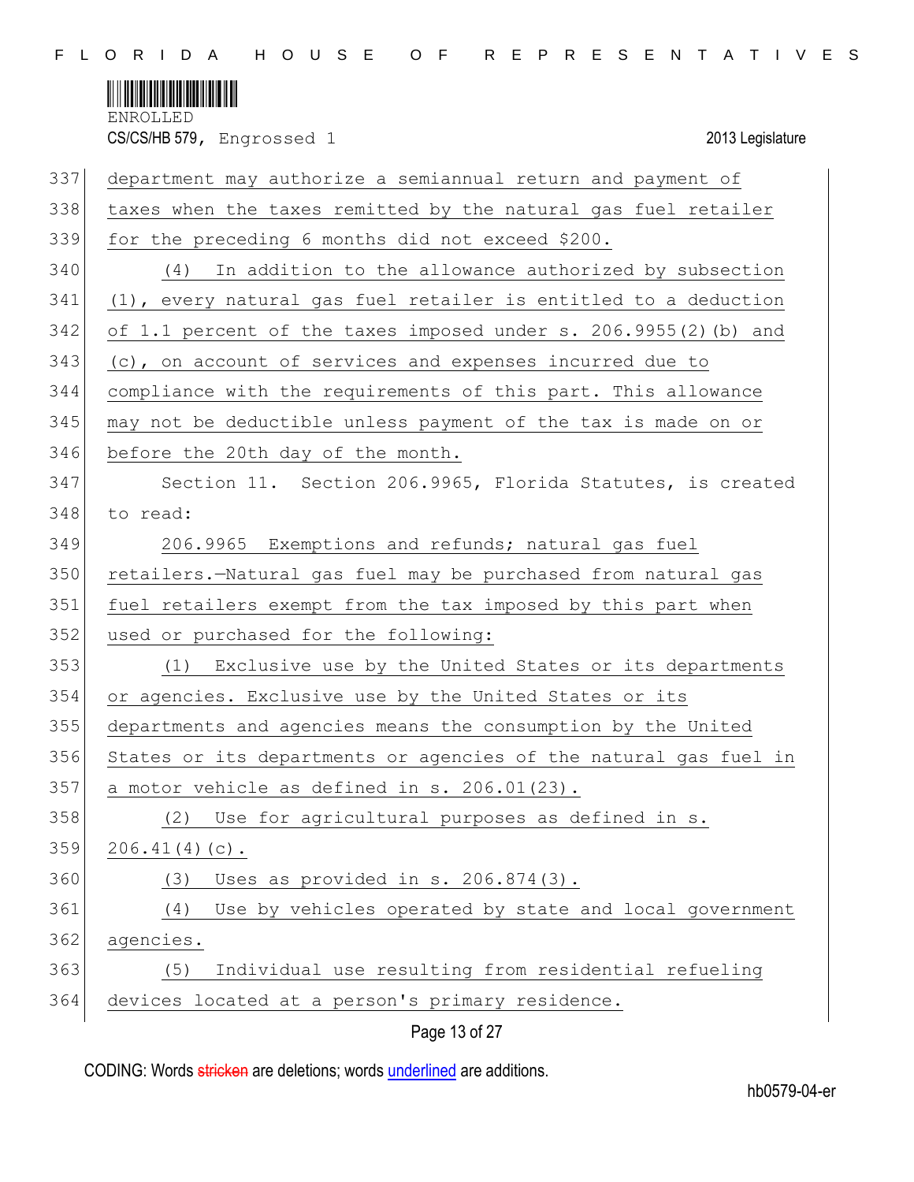department may authorize a semiannual return and payment of taxes when the taxes remitted by the natural gas fuel retailer for the preceding 6 months did not exceed $200.

(4) In addition to the allowance authorized by subsection (1), every natural gas fuel retailer is entitled to a deduction of 1.1 percent of the taxes imposed under s. 206.9955(2)(b) and (c), on account of services and expenses incurred due to compliance with the requirements of this part. This allowance may not be deductible unless payment of the tax is made on or before the 20th day of the month.

Section 11. Section 206.9965, Florida Statutes, is created to read:

206.9965 Exemptions and refunds; natural gas fuel retailers.—Natural gas fuel may be purchased from natural gas fuel retailers exempt from the tax imposed by this part when used or purchased for the following:

(1) Exclusive use by the United States or its departments or agencies. Exclusive use by the United States or its departments and agencies means the consumption by the United States or its departments or agencies of the natural gas fuel in a motor vehicle as defined in s. 206.01(23).

(2) Use for agricultural purposes as defined in s. 206.41(4)(c).

(3) Uses as provided in s. 206.874(3).

(4) Use by vehicles operated by state and local government agencies.

(5) Individual use resulting from residential refueling devices located at a person's primary residence.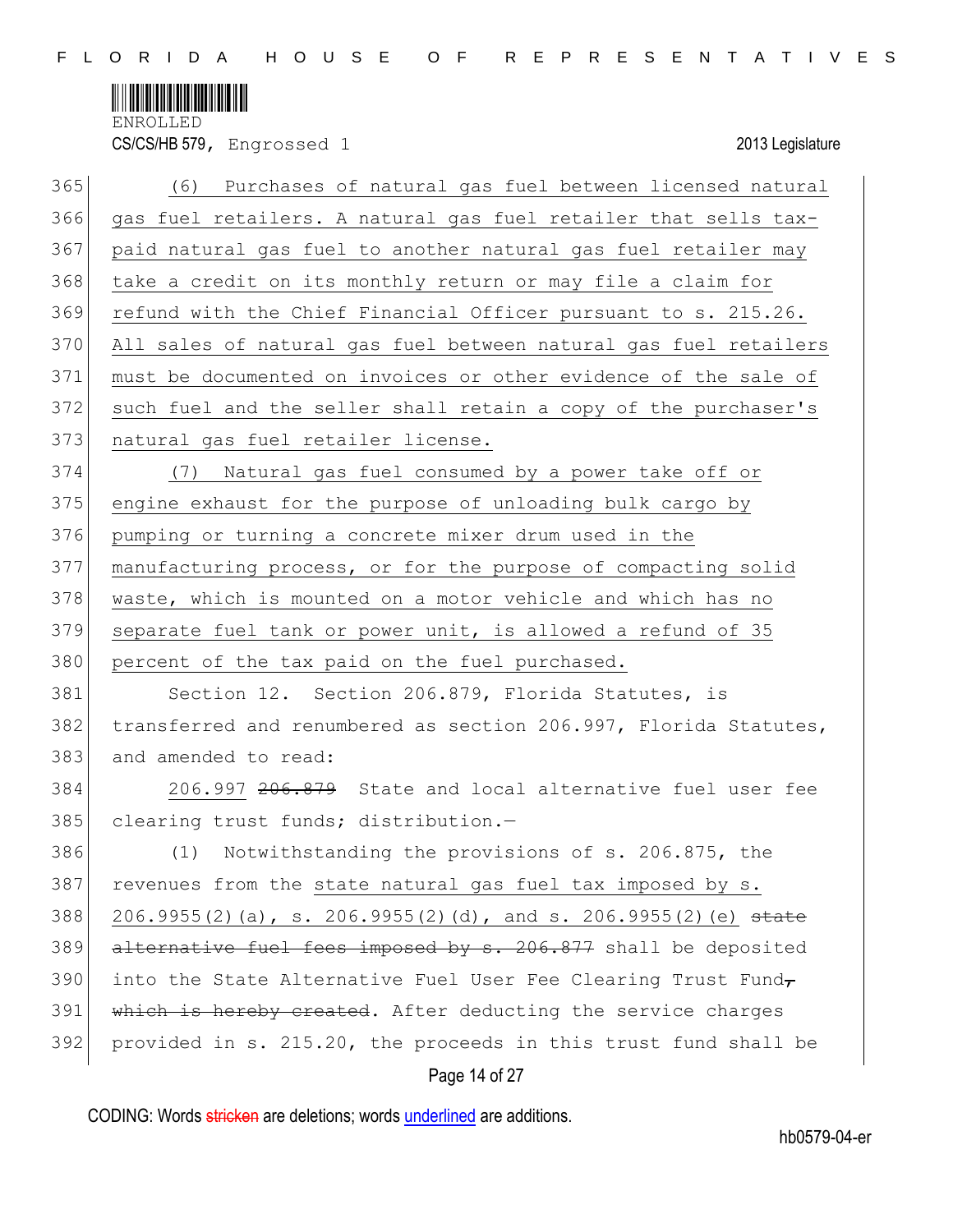(6) Purchases of natural gas fuel between licensed natural gas fuel retailers. A natural gas fuel retailer that sells tax-paid natural gas fuel to another natural gas fuel retailer may take a credit on its monthly return or may file a claim for refund with the Chief Financial Officer pursuant to s. 215.26. All sales of natural gas fuel between natural gas fuel retailers must be documented on invoices or other evidence of the sale of such fuel and the seller shall retain a copy of the purchaser's natural gas fuel retailer license.

(7) Natural gas fuel consumed by a power take off or engine exhaust for the purpose of unloading bulk cargo by pumping or turning a concrete mixer drum used in the manufacturing process, or for the purpose of compacting solid waste, which is mounted on a motor vehicle and which has no separate fuel tank or power unit, is allowed a refund of 35 percent of the tax paid on the fuel purchased.

Section 12. Section 206.879, Florida Statutes, is transferred and renumbered as section 206.997, Florida Statutes, and amended to read:

206.997 ~~206.879~~ State and local alternative fuel user fee clearing trust funds; distribution.—

(1) Notwithstanding the provisions of s. 206.875, the revenues from the state natural gas fuel tax imposed by s. 206.9955(2)(a), s. 206.9955(2)(d), and s. 206.9955(2)(e) ~~state alternative fuel fees imposed by s. 206.877~~ shall be deposited into the State Alternative Fuel User Fee Clearing Trust Fund~~, which is hereby created~~. After deducting the service charges provided in s. 215.20, the proceeds in this trust fund shall be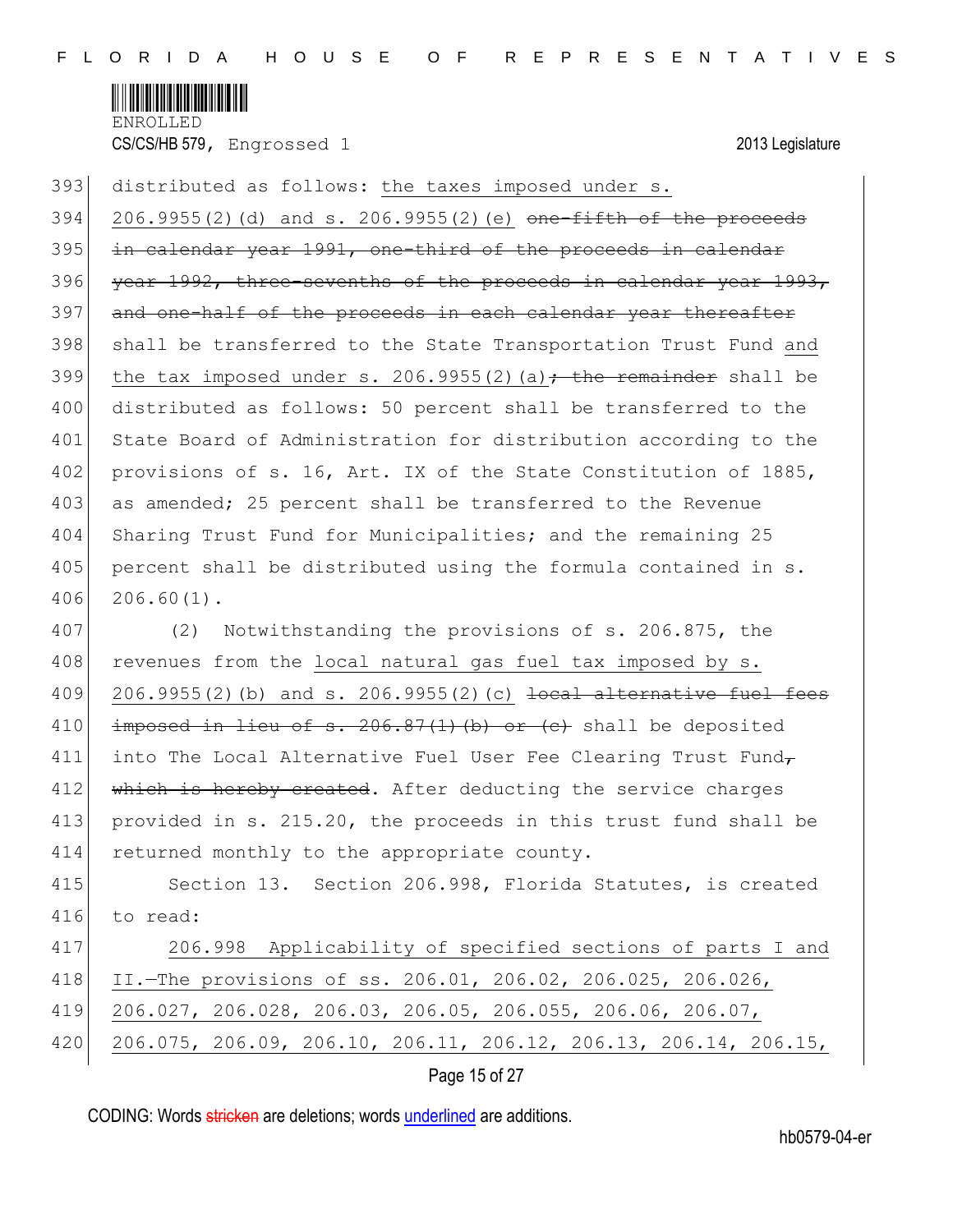393 distributed as follows: <ins>the taxes imposed under s.</ins>
394 <ins>206.9955(2)(d) and s. 206.9955(2)(e)</ins> ~~one-fifth of the proceeds~~
395 ~~in calendar year 1991, one-third of the proceeds in calendar~~
396 ~~year 1992, three-sevenths of the proceeds in calendar year 1993,~~
397 ~~and one-half of the proceeds in each calendar year thereafter~~
398 shall be transferred to the State Transportation Trust Fund <ins>and</ins>
399 <ins>the tax imposed under s. 206.9955(2)(a)</ins>~~; the remainder~~ shall be
400 distributed as follows: 50 percent shall be transferred to the
401 State Board of Administration for distribution according to the
402 provisions of s. 16, Art. IX of the State Constitution of 1885,
403 as amended; 25 percent shall be transferred to the Revenue
404 Sharing Trust Fund for Municipalities; and the remaining 25
405 percent shall be distributed using the formula contained in s.
406 206.60(1).

407 (2) Notwithstanding the provisions of s. 206.875, the
408 revenues from the <ins>local natural gas fuel tax imposed by s.</ins>
409 <ins>206.9955(2)(b) and s. 206.9955(2)(c)</ins> ~~local alternative fuel fees~~
410 ~~imposed in lieu of s. 206.87(1)(b) or (c)~~ shall be deposited
411 into The Local Alternative Fuel User Fee Clearing Trust Fund~~,~~
412 ~~which is hereby created~~. After deducting the service charges
413 provided in s. 215.20, the proceeds in this trust fund shall be
414 returned monthly to the appropriate county.

415 Section 13. Section 206.998, Florida Statutes, is created
416 to read:

417 <ins>206.998 Applicability of specified sections of parts I and</ins>
418 <ins>II.—The provisions of ss. 206.01, 206.02, 206.025, 206.026,</ins>
419 <ins>206.027, 206.028, 206.03, 206.05, 206.055, 206.06, 206.07,</ins>
420 <ins>206.075, 206.09, 206.10, 206.11, 206.12, 206.13, 206.14, 206.15,</ins>

CODING: Words ~~stricken~~ are deletions; words <ins>underlined</ins> are additions.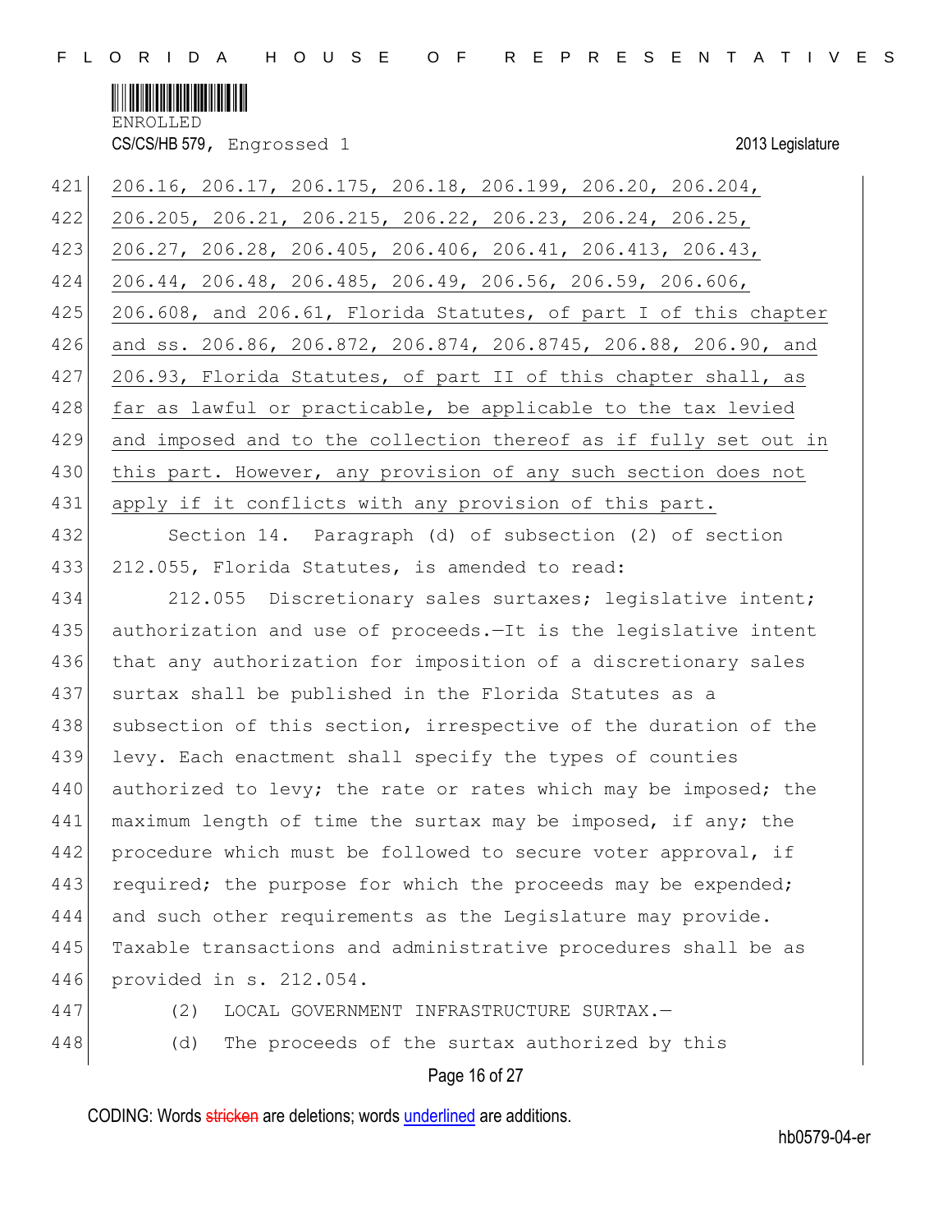206.16, 206.17, 206.175, 206.18, 206.199, 206.20, 206.204, 206.205, 206.21, 206.215, 206.22, 206.23, 206.24, 206.25, 206.27, 206.28, 206.405, 206.406, 206.41, 206.413, 206.43, 206.44, 206.48, 206.485, 206.49, 206.56, 206.59, 206.606, 206.608, and 206.61, Florida Statutes, of part I of this chapter and ss. 206.86, 206.872, 206.874, 206.8745, 206.88, 206.90, and 206.93, Florida Statutes, of part II of this chapter shall, as far as lawful or practicable, be applicable to the tax levied and imposed and to the collection thereof as if fully set out in this part. However, any provision of any such section does not apply if it conflicts with any provision of this part.

Section 14. Paragraph (d) of subsection (2) of section 212.055, Florida Statutes, is amended to read:

212.055 Discretionary sales surtaxes; legislative intent; authorization and use of proceeds.—It is the legislative intent that any authorization for imposition of a discretionary sales surtax shall be published in the Florida Statutes as a subsection of this section, irrespective of the duration of the levy. Each enactment shall specify the types of counties authorized to levy; the rate or rates which may be imposed; the maximum length of time the surtax may be imposed, if any; the procedure which must be followed to secure voter approval, if required; the purpose for which the proceeds may be expended; and such other requirements as the Legislature may provide. Taxable transactions and administrative procedures shall be as provided in s. 212.054.

(2) LOCAL GOVERNMENT INFRASTRUCTURE SURTAX.—

(d) The proceeds of the surtax authorized by this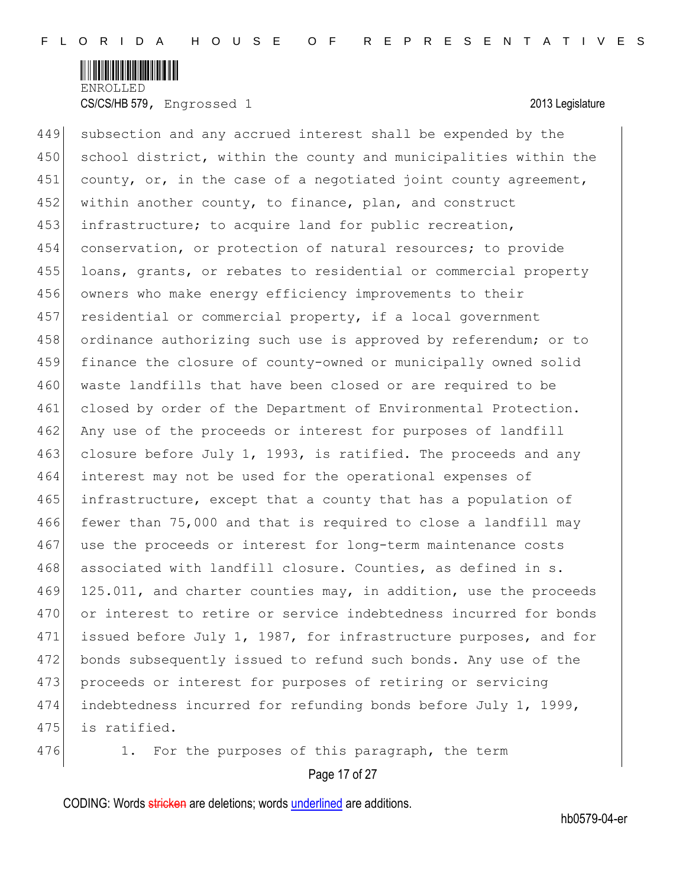subsection and any accrued interest shall be expended by the school district, within the county and municipalities within the county, or, in the case of a negotiated joint county agreement, within another county, to finance, plan, and construct infrastructure; to acquire land for public recreation, conservation, or protection of natural resources; to provide loans, grants, or rebates to residential or commercial property owners who make energy efficiency improvements to their residential or commercial property, if a local government ordinance authorizing such use is approved by referendum; or to finance the closure of county-owned or municipally owned solid waste landfills that have been closed or are required to be closed by order of the Department of Environmental Protection. Any use of the proceeds or interest for purposes of landfill closure before July 1, 1993, is ratified. The proceeds and any interest may not be used for the operational expenses of infrastructure, except that a county that has a population of fewer than 75,000 and that is required to close a landfill may use the proceeds or interest for long-term maintenance costs associated with landfill closure. Counties, as defined in s. 125.011, and charter counties may, in addition, use the proceeds or interest to retire or service indebtedness incurred for bonds issued before July 1, 1987, for infrastructure purposes, and for bonds subsequently issued to refund such bonds. Any use of the proceeds or interest for purposes of retiring or servicing indebtedness incurred for refunding bonds before July 1, 1999, is ratified.

1. For the purposes of this paragraph, the term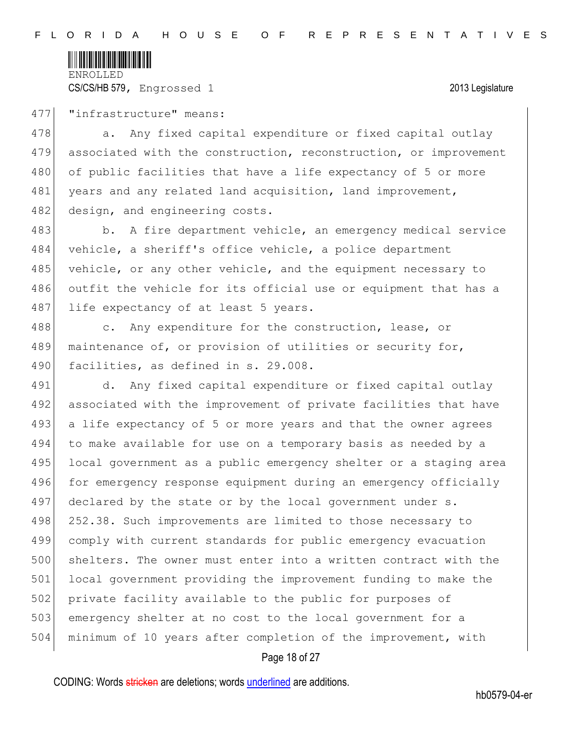"infrastructure" means:

a. Any fixed capital expenditure or fixed capital outlay associated with the construction, reconstruction, or improvement of public facilities that have a life expectancy of 5 or more years and any related land acquisition, land improvement, design, and engineering costs.

b. A fire department vehicle, an emergency medical service vehicle, a sheriff's office vehicle, a police department vehicle, or any other vehicle, and the equipment necessary to outfit the vehicle for its official use or equipment that has a life expectancy of at least 5 years.

c. Any expenditure for the construction, lease, or maintenance of, or provision of utilities or security for, facilities, as defined in s. 29.008.

d. Any fixed capital expenditure or fixed capital outlay associated with the improvement of private facilities that have a life expectancy of 5 or more years and that the owner agrees to make available for use on a temporary basis as needed by a local government as a public emergency shelter or a staging area for emergency response equipment during an emergency officially declared by the state or by the local government under s. 252.38. Such improvements are limited to those necessary to comply with current standards for public emergency evacuation shelters. The owner must enter into a written contract with the local government providing the improvement funding to make the private facility available to the public for purposes of emergency shelter at no cost to the local government for a minimum of 10 years after completion of the improvement, with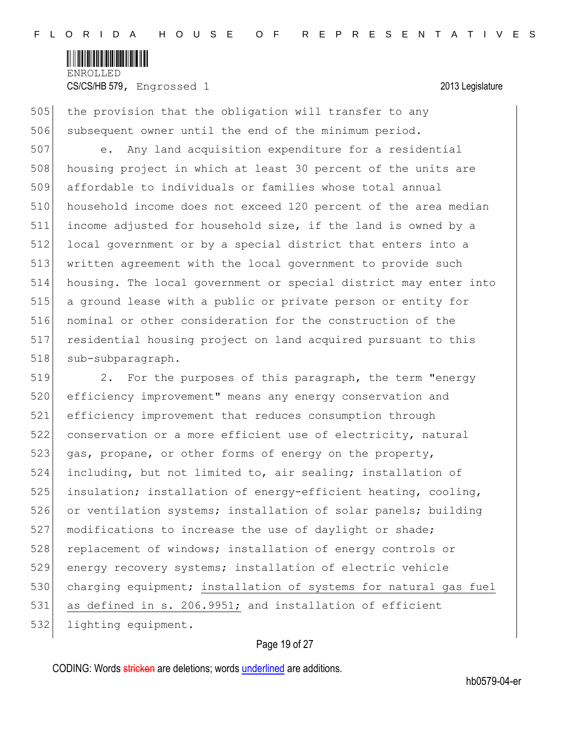the provision that the obligation will transfer to any subsequent owner until the end of the minimum period.

e. Any land acquisition expenditure for a residential housing project in which at least 30 percent of the units are affordable to individuals or families whose total annual household income does not exceed 120 percent of the area median income adjusted for household size, if the land is owned by a local government or by a special district that enters into a written agreement with the local government to provide such housing. The local government or special district may enter into a ground lease with a public or private person or entity for nominal or other consideration for the construction of the residential housing project on land acquired pursuant to this sub-subparagraph.

2. For the purposes of this paragraph, the term "energy efficiency improvement" means any energy conservation and efficiency improvement that reduces consumption through conservation or a more efficient use of electricity, natural gas, propane, or other forms of energy on the property, including, but not limited to, air sealing; installation of insulation; installation of energy-efficient heating, cooling, or ventilation systems; installation of solar panels; building modifications to increase the use of daylight or shade; replacement of windows; installation of energy controls or energy recovery systems; installation of electric vehicle charging equipment; <u>installation of systems for natural gas fuel as defined in s. 206.9951;</u> and installation of efficient lighting equipment.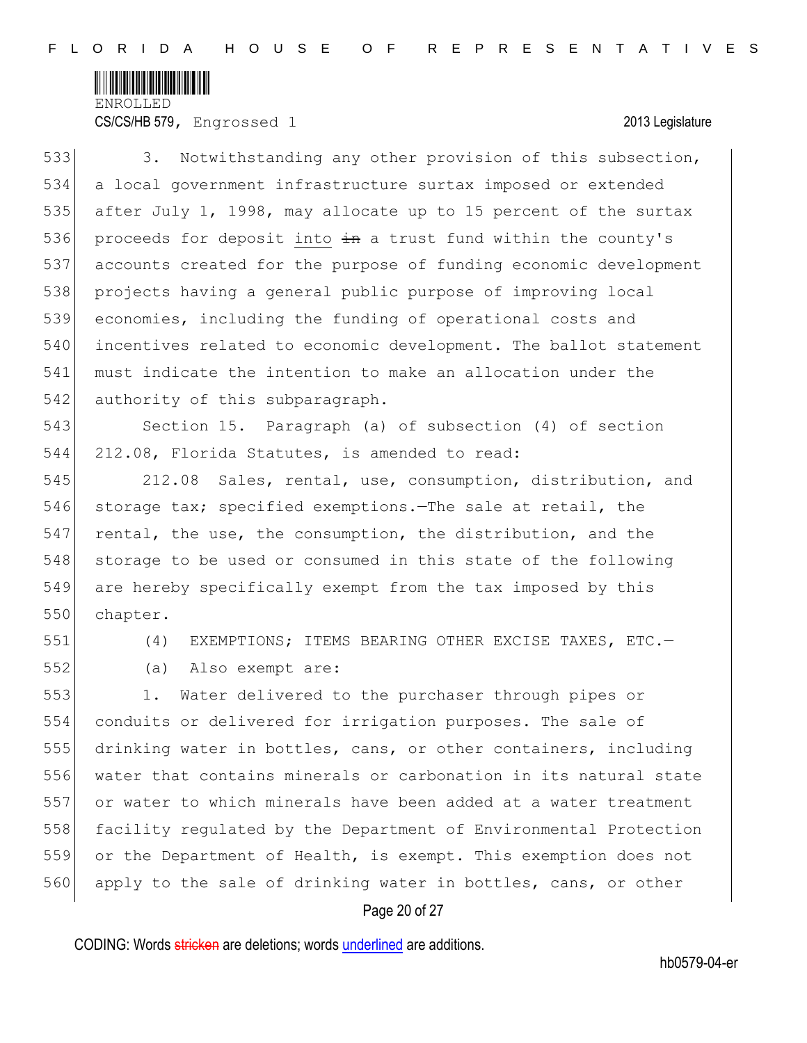3. Notwithstanding any other provision of this subsection, a local government infrastructure surtax imposed or extended after July 1, 1998, may allocate up to 15 percent of the surtax proceeds for deposit into ~~in~~ a trust fund within the county's accounts created for the purpose of funding economic development projects having a general public purpose of improving local economies, including the funding of operational costs and incentives related to economic development. The ballot statement must indicate the intention to make an allocation under the authority of this subparagraph.

Section 15. Paragraph (a) of subsection (4) of section 212.08, Florida Statutes, is amended to read:

212.08 Sales, rental, use, consumption, distribution, and storage tax; specified exemptions.—The sale at retail, the rental, the use, the consumption, the distribution, and the storage to be used or consumed in this state of the following are hereby specifically exempt from the tax imposed by this chapter.

(4) EXEMPTIONS; ITEMS BEARING OTHER EXCISE TAXES, ETC.—

(a) Also exempt are:

1. Water delivered to the purchaser through pipes or conduits or delivered for irrigation purposes. The sale of drinking water in bottles, cans, or other containers, including water that contains minerals or carbonation in its natural state or water to which minerals have been added at a water treatment facility regulated by the Department of Environmental Protection or the Department of Health, is exempt. This exemption does not apply to the sale of drinking water in bottles, cans, or other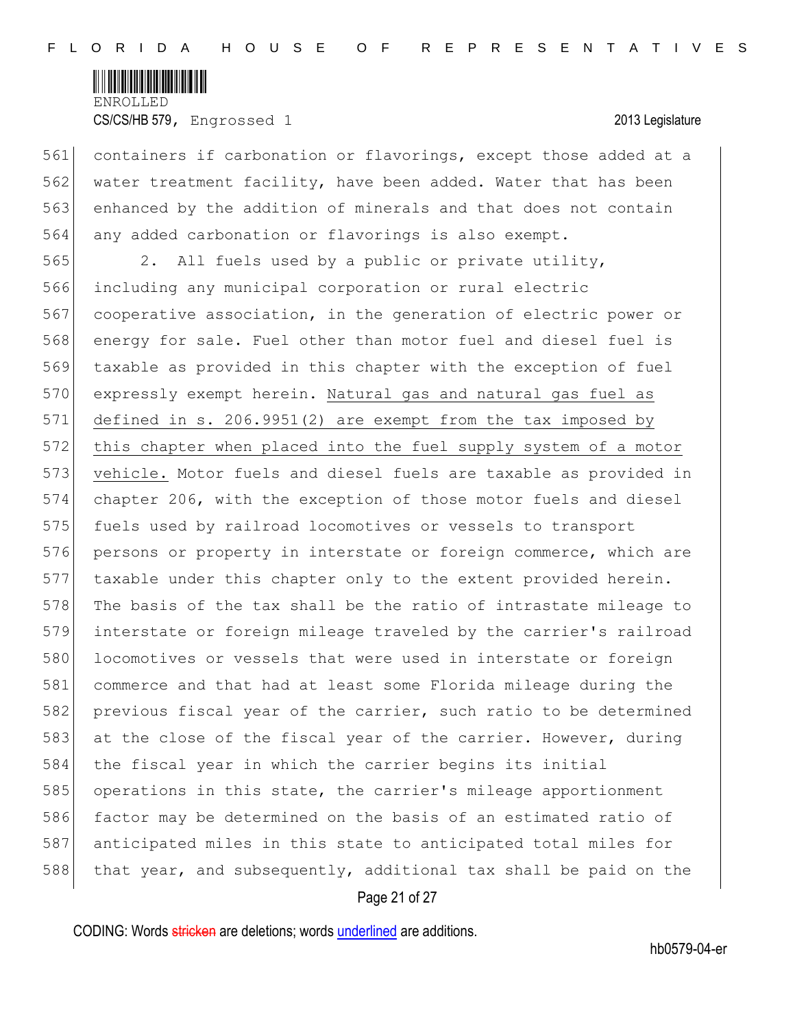containers if carbonation or flavorings, except those added at a water treatment facility, have been added. Water that has been enhanced by the addition of minerals and that does not contain any added carbonation or flavorings is also exempt.

2. All fuels used by a public or private utility, including any municipal corporation or rural electric cooperative association, in the generation of electric power or energy for sale. Fuel other than motor fuel and diesel fuel is taxable as provided in this chapter with the exception of fuel expressly exempt herein. <u>Natural gas and natural gas fuel as defined in s. 206.9951(2) are exempt from the tax imposed by this chapter when placed into the fuel supply system of a motor vehicle.</u> Motor fuels and diesel fuels are taxable as provided in chapter 206, with the exception of those motor fuels and diesel fuels used by railroad locomotives or vessels to transport persons or property in interstate or foreign commerce, which are taxable under this chapter only to the extent provided herein. The basis of the tax shall be the ratio of intrastate mileage to interstate or foreign mileage traveled by the carrier's railroad locomotives or vessels that were used in interstate or foreign commerce and that had at least some Florida mileage during the previous fiscal year of the carrier, such ratio to be determined at the close of the fiscal year of the carrier. However, during the fiscal year in which the carrier begins its initial operations in this state, the carrier's mileage apportionment factor may be determined on the basis of an estimated ratio of anticipated miles in this state to anticipated total miles for that year, and subsequently, additional tax shall be paid on the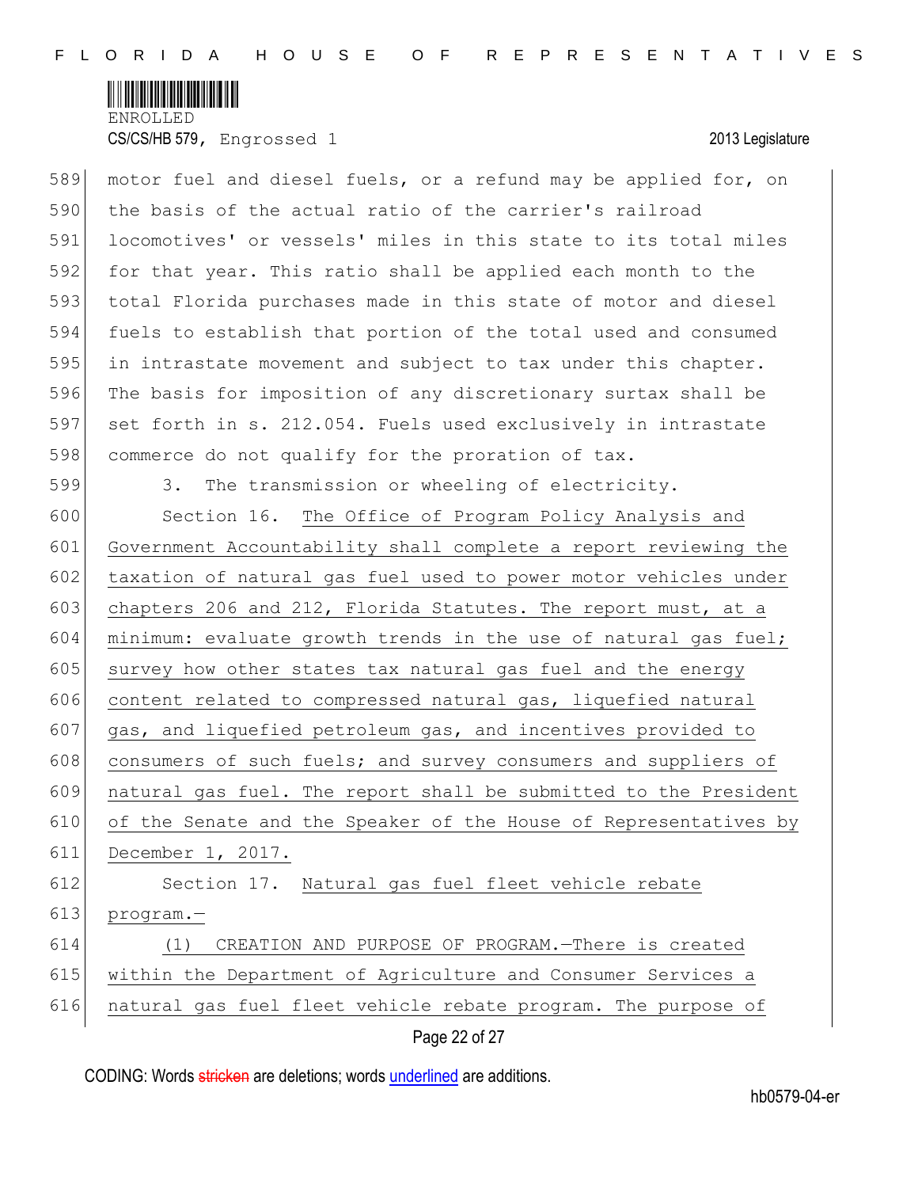motor fuel and diesel fuels, or a refund may be applied for, on the basis of the actual ratio of the carrier's railroad locomotives' or vessels' miles in this state to its total miles for that year. This ratio shall be applied each month to the total Florida purchases made in this state of motor and diesel fuels to establish that portion of the total used and consumed in intrastate movement and subject to tax under this chapter. The basis for imposition of any discretionary surtax shall be set forth in s. 212.054. Fuels used exclusively in intrastate commerce do not qualify for the proration of tax.

3. The transmission or wheeling of electricity.

Section 16. The Office of Program Policy Analysis and Government Accountability shall complete a report reviewing the taxation of natural gas fuel used to power motor vehicles under chapters 206 and 212, Florida Statutes. The report must, at a minimum: evaluate growth trends in the use of natural gas fuel; survey how other states tax natural gas fuel and the energy content related to compressed natural gas, liquefied natural gas, and liquefied petroleum gas, and incentives provided to consumers of such fuels; and survey consumers and suppliers of natural gas fuel. The report shall be submitted to the President of the Senate and the Speaker of the House of Representatives by December 1, 2017.

Section 17. Natural gas fuel fleet vehicle rebate program.—

(1) CREATION AND PURPOSE OF PROGRAM.—There is created within the Department of Agriculture and Consumer Services a natural gas fuel fleet vehicle rebate program. The purpose of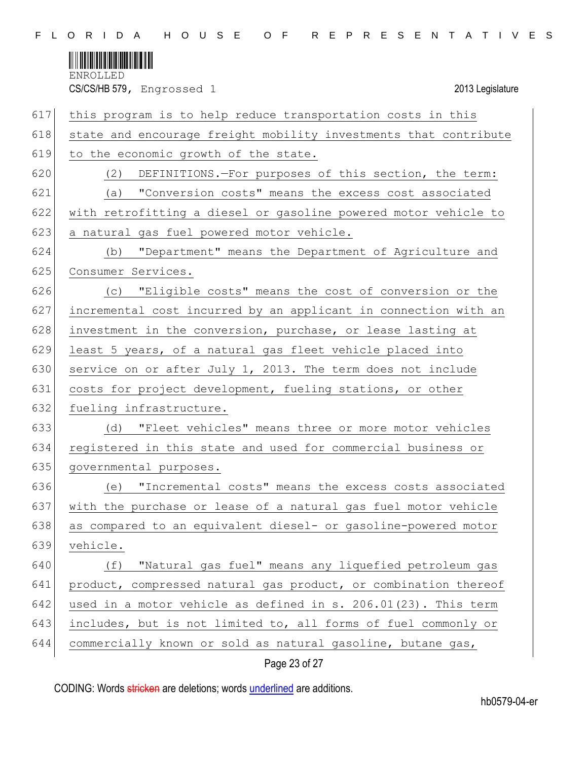this program is to help reduce transportation costs in this state and encourage freight mobility investments that contribute to the economic growth of the state.

(2) DEFINITIONS.—For purposes of this section, the term:

(a) "Conversion costs" means the excess cost associated with retrofitting a diesel or gasoline powered motor vehicle to a natural gas fuel powered motor vehicle.

(b) "Department" means the Department of Agriculture and Consumer Services.

(c) "Eligible costs" means the cost of conversion or the incremental cost incurred by an applicant in connection with an investment in the conversion, purchase, or lease lasting at least 5 years, of a natural gas fleet vehicle placed into service on or after July 1, 2013. The term does not include costs for project development, fueling stations, or other fueling infrastructure.

(d) "Fleet vehicles" means three or more motor vehicles registered in this state and used for commercial business or governmental purposes.

(e) "Incremental costs" means the excess costs associated with the purchase or lease of a natural gas fuel motor vehicle as compared to an equivalent diesel- or gasoline-powered motor vehicle.

(f) "Natural gas fuel" means any liquefied petroleum gas product, compressed natural gas product, or combination thereof used in a motor vehicle as defined in s. 206.01(23). This term includes, but is not limited to, all forms of fuel commonly or commercially known or sold as natural gasoline, butane gas,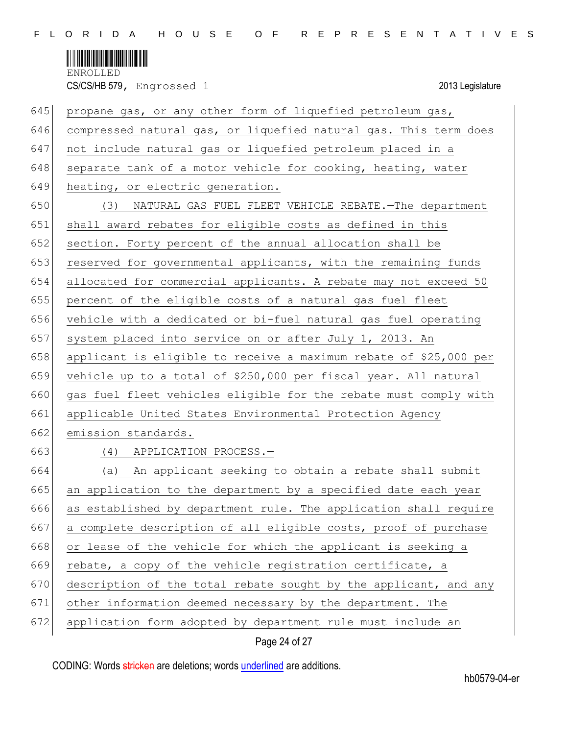propane gas, or any other form of liquefied petroleum gas, compressed natural gas, or liquefied natural gas. This term does not include natural gas or liquefied petroleum placed in a separate tank of a motor vehicle for cooking, heating, water heating, or electric generation.

(3) NATURAL GAS FUEL FLEET VEHICLE REBATE.—The department shall award rebates for eligible costs as defined in this section. Forty percent of the annual allocation shall be reserved for governmental applicants, with the remaining funds allocated for commercial applicants. A rebate may not exceed 50 percent of the eligible costs of a natural gas fuel fleet vehicle with a dedicated or bi-fuel natural gas fuel operating system placed into service on or after July 1, 2013. An applicant is eligible to receive a maximum rebate of $25,000 per vehicle up to a total of $250,000 per fiscal year. All natural gas fuel fleet vehicles eligible for the rebate must comply with applicable United States Environmental Protection Agency emission standards.

(4) APPLICATION PROCESS.—

(a) An applicant seeking to obtain a rebate shall submit an application to the department by a specified date each year as established by department rule. The application shall require a complete description of all eligible costs, proof of purchase or lease of the vehicle for which the applicant is seeking a rebate, a copy of the vehicle registration certificate, a description of the total rebate sought by the applicant, and any other information deemed necessary by the department. The application form adopted by department rule must include an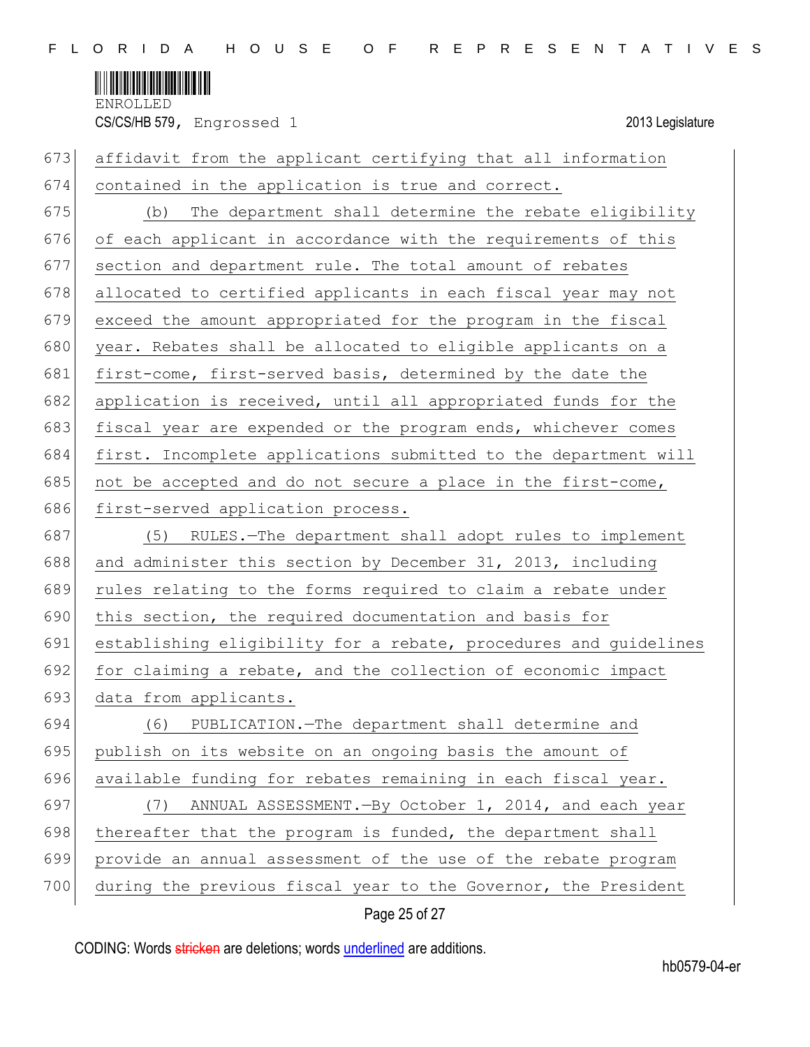affidavit from the applicant certifying that all information contained in the application is true and correct.

(b) The department shall determine the rebate eligibility of each applicant in accordance with the requirements of this section and department rule. The total amount of rebates allocated to certified applicants in each fiscal year may not exceed the amount appropriated for the program in the fiscal year. Rebates shall be allocated to eligible applicants on a first-come, first-served basis, determined by the date the application is received, until all appropriated funds for the fiscal year are expended or the program ends, whichever comes first. Incomplete applications submitted to the department will not be accepted and do not secure a place in the first-come, first-served application process.

(5) RULES.—The department shall adopt rules to implement and administer this section by December 31, 2013, including rules relating to the forms required to claim a rebate under this section, the required documentation and basis for establishing eligibility for a rebate, procedures and guidelines for claiming a rebate, and the collection of economic impact data from applicants.

(6) PUBLICATION.—The department shall determine and publish on its website on an ongoing basis the amount of available funding for rebates remaining in each fiscal year.

(7) ANNUAL ASSESSMENT.—By October 1, 2014, and each year thereafter that the program is funded, the department shall provide an annual assessment of the use of the rebate program during the previous fiscal year to the Governor, the President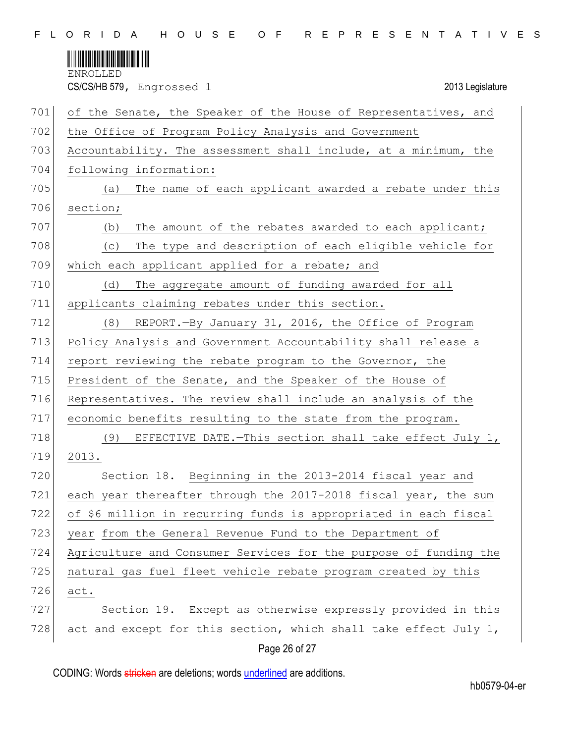of the Senate, the Speaker of the House of Representatives, and the Office of Program Policy Analysis and Government Accountability. The assessment shall include, at a minimum, the following information:

(a) The name of each applicant awarded a rebate under this section;

(b) The amount of the rebates awarded to each applicant;

(c) The type and description of each eligible vehicle for which each applicant applied for a rebate; and

(d) The aggregate amount of funding awarded for all applicants claiming rebates under this section.

(8) REPORT.—By January 31, 2016, the Office of Program Policy Analysis and Government Accountability shall release a report reviewing the rebate program to the Governor, the President of the Senate, and the Speaker of the House of Representatives. The review shall include an analysis of the economic benefits resulting to the state from the program.

(9) EFFECTIVE DATE.—This section shall take effect July 1, 2013.

Section 18. Beginning in the 2013-2014 fiscal year and each year thereafter through the 2017-2018 fiscal year, the sum of $6 million in recurring funds is appropriated in each fiscal year from the General Revenue Fund to the Department of Agriculture and Consumer Services for the purpose of funding the natural gas fuel fleet vehicle rebate program created by this act.

Section 19. Except as otherwise expressly provided in this act and except for this section, which shall take effect July 1,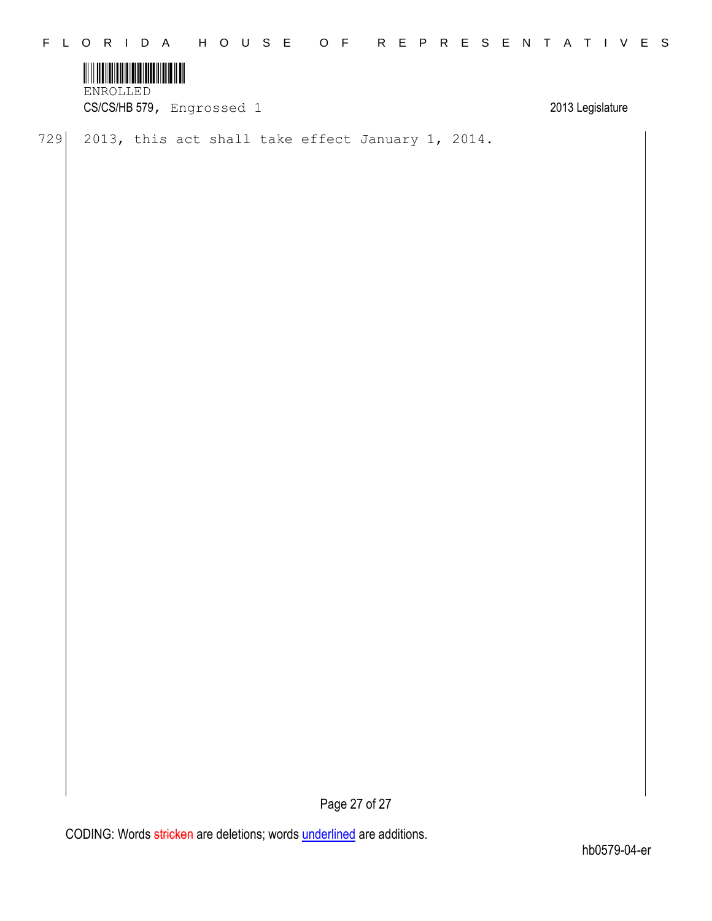729 2013, this act shall take effect January 1, 2014.